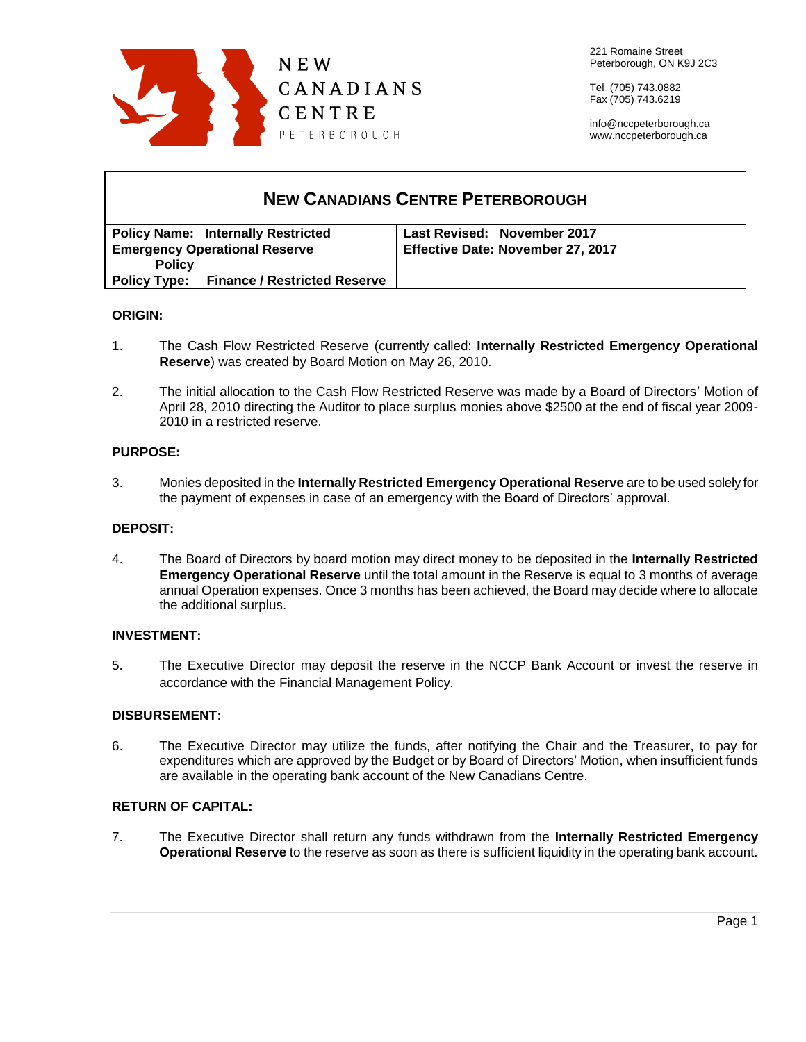NEW CANADIANS CENTRE
PETERBOROUGH

221 Romaine Street
Peterborough, ON K9J 2C3

Tel (705) 743.0882
Fax (705) 743.6219

info@nccpeterborough.ca
www.nccpeterborough.ca

# NEW CANADIANS CENTRE PETERBOROUGH

| **Policy Name: Internally Restricted Emergency Operational Reserve Policy** | **Last Revised: November 2017** |
|---|---|
| **Policy Type: Finance / Restricted Reserve** | **Effective Date: November 27, 2017** |

### ORIGIN:

1. The Cash Flow Restricted Reserve (currently called: **Internally Restricted Emergency Operational Reserve**) was created by Board Motion on May 26, 2010.

2. The initial allocation to the Cash Flow Restricted Reserve was made by a Board of Directors' Motion of April 28, 2010 directing the Auditor to place surplus monies above $2500 at the end of fiscal year 2009-2010 in a restricted reserve.

### PURPOSE:

3. Monies deposited in the **Internally Restricted Emergency Operational Reserve** are to be used solely for the payment of expenses in case of an emergency with the Board of Directors' approval.

### DEPOSIT:

4. The Board of Directors by board motion may direct money to be deposited in the **Internally Restricted Emergency Operational Reserve** until the total amount in the Reserve is equal to 3 months of average annual Operation expenses. Once 3 months has been achieved, the Board may decide where to allocate the additional surplus.

### INVESTMENT:

5. The Executive Director may deposit the reserve in the NCCP Bank Account or invest the reserve in accordance with the Financial Management Policy.

### DISBURSEMENT:

6. The Executive Director may utilize the funds, after notifying the Chair and the Treasurer, to pay for expenditures which are approved by the Budget or by Board of Directors' Motion, when insufficient funds are available in the operating bank account of the New Canadians Centre.

### RETURN OF CAPITAL:

7. The Executive Director shall return any funds withdrawn from the **Internally Restricted Emergency Operational Reserve** to the reserve as soon as there is sufficient liquidity in the operating bank account.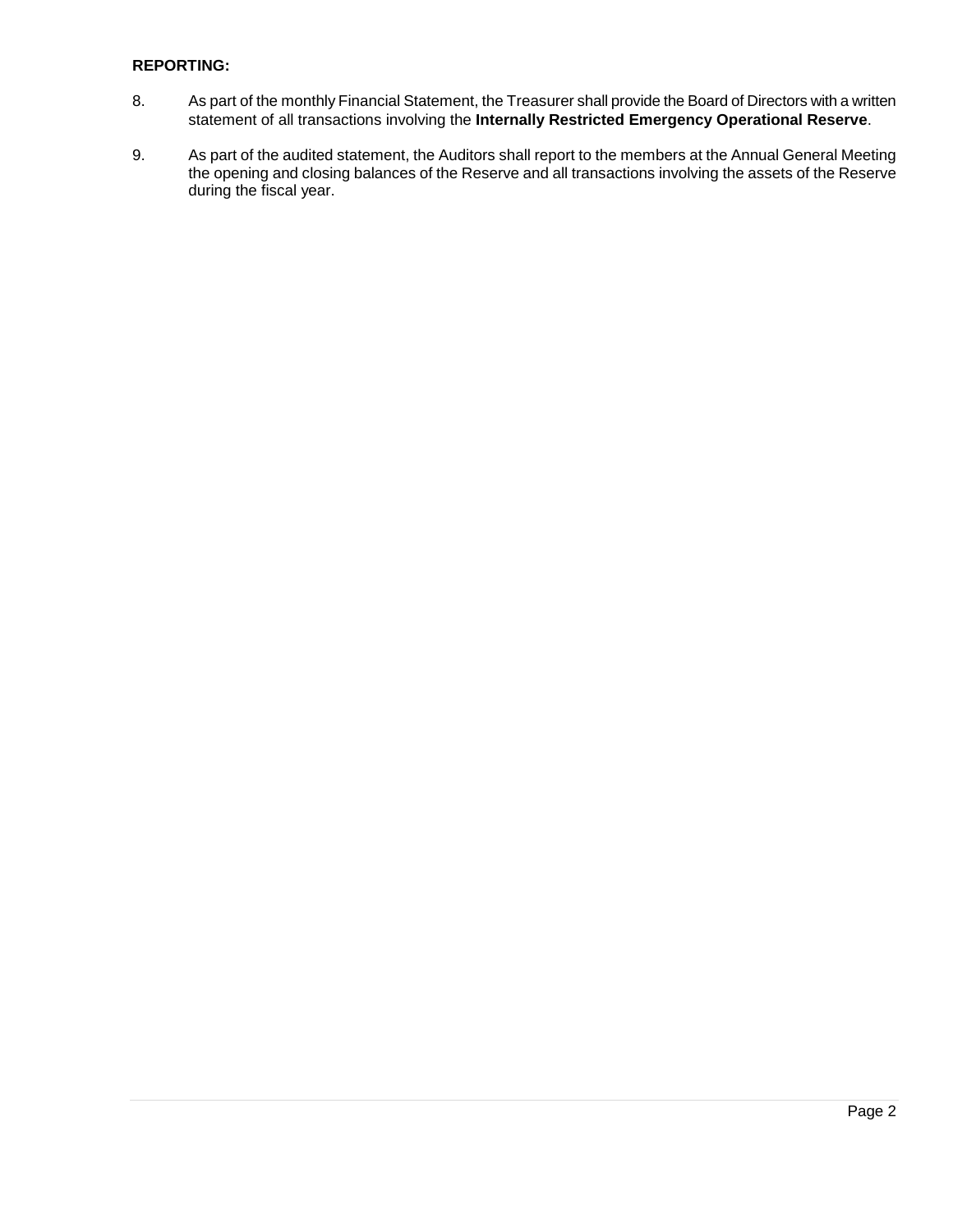**REPORTING:**

8. As part of the monthly Financial Statement, the Treasurer shall provide the Board of Directors with a written statement of all transactions involving the **Internally Restricted Emergency Operational Reserve**.

9. As part of the audited statement, the Auditors shall report to the members at the Annual General Meeting the opening and closing balances of the Reserve and all transactions involving the assets of the Reserve during the fiscal year.